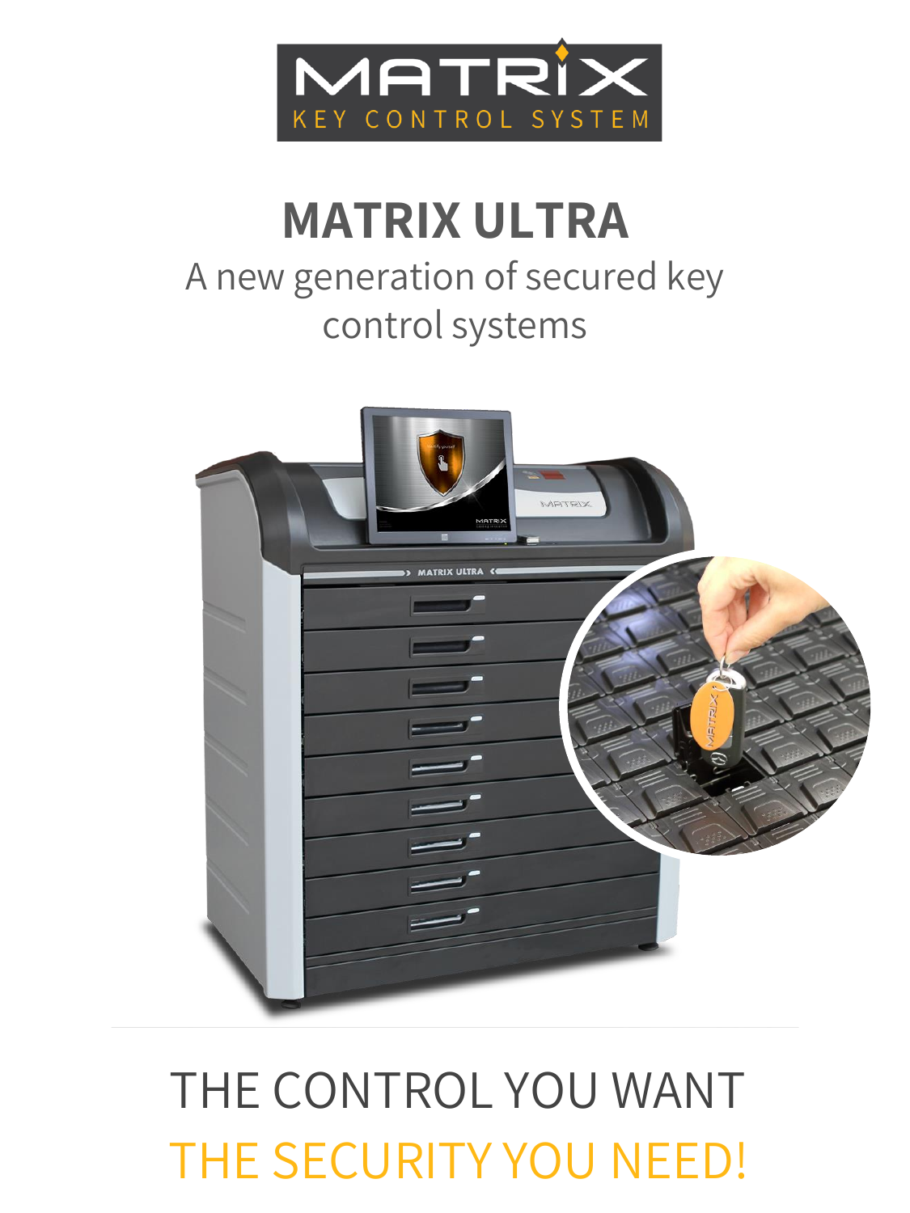MATRIX KEY CONTROL SYSTEM

# MATRIX ULTRA

A new generation of secured key control systems

THE CONTROL YOU WANT

THE SECURITY YOU NEED!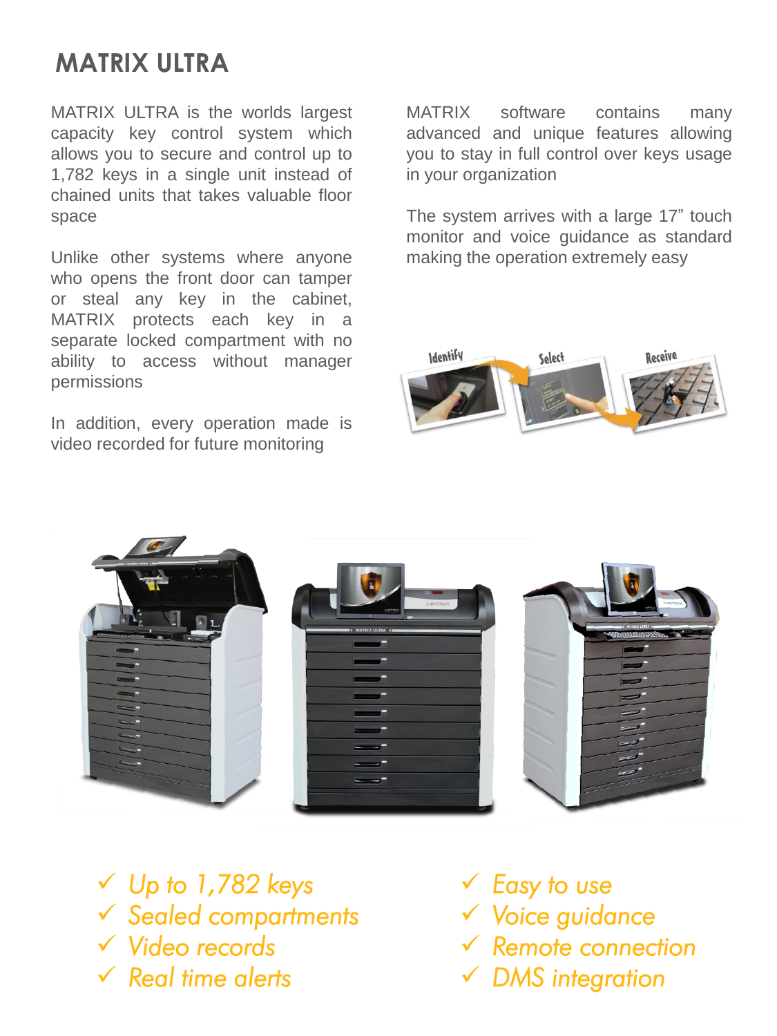# MATRIX ULTRA

MATRIX ULTRA is the worlds largest capacity key control system which allows you to secure and control up to 1,782 keys in a single unit instead of chained units that takes valuable floor space

Unlike other systems where anyone who opens the front door can tamper or steal any key in the cabinet, MATRIX protects each key in a separate locked compartment with no ability to access without manager permissions

In addition, every operation made is video recorded for future monitoring

MATRIX software contains many advanced and unique features allowing you to stay in full control over keys usage in your organization

The system arrives with a large 17" touch monitor and voice guidance as standard making the operation extremely easy

- ✓ *Up to 1,782 keys*
- ✓ *Sealed compartments*
- ✓ *Video records*
- ✓ *Real time alerts*
- ✓ *Easy to use*
- ✓ *Voice guidance*
- ✓ *Remote connection*
- ✓ *DMS integration*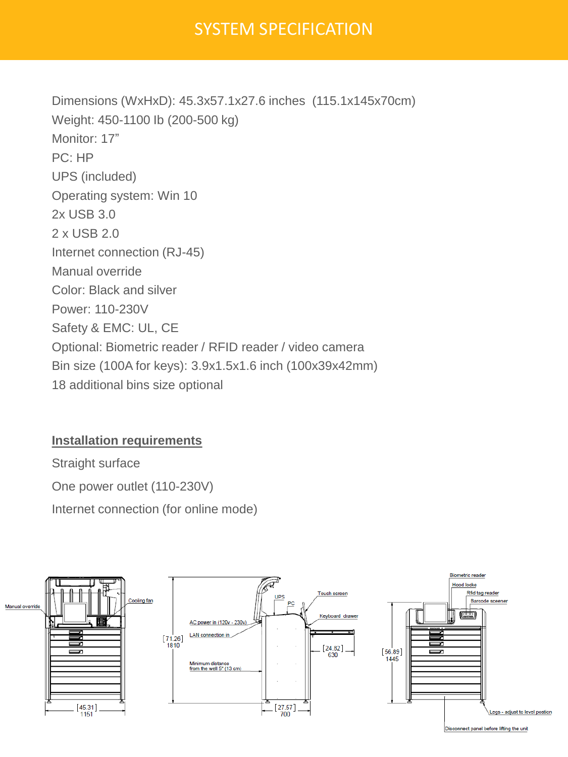# SYSTEM SPECIFICATION

Dimensions (WxHxD): 45.3x57.1x27.6 inches (115.1x145x70cm)

Weight: 450-1100 lb (200-500 kg)

Monitor: 17”

PC: HP

UPS (included)

Operating system: Win 10

2x USB 3.0

2 x USB 2.0

Internet connection (RJ-45)

Manual override

Color: Black and silver

Power: 110-230V

Safety & EMC: UL, CE

Optional: Biometric reader / RFID reader / video camera

Bin size (100A for keys): 3.9x1.5x1.6 inch (100x39x42mm)

18 additional bins size optional

## Installation requirements

Straight surface

One power outlet (110-230V)

Internet connection (for online mode)

Manual override

Cooling fan

[45.31]
1151

AC power in (120v - 230v)

LAN connection in

Minimum distance from the wall 5" (13 cm)

UPS

PC

Touch screen

Keyboard drawer

[71.26]
1810

[24.82]
630

[27.57]
700

Biometric reader

Hood locks

Rfid tag reader

Barcode sceener

[56.89]
1445

Legs - adjust to level position

Disconnect panel before lifting the unit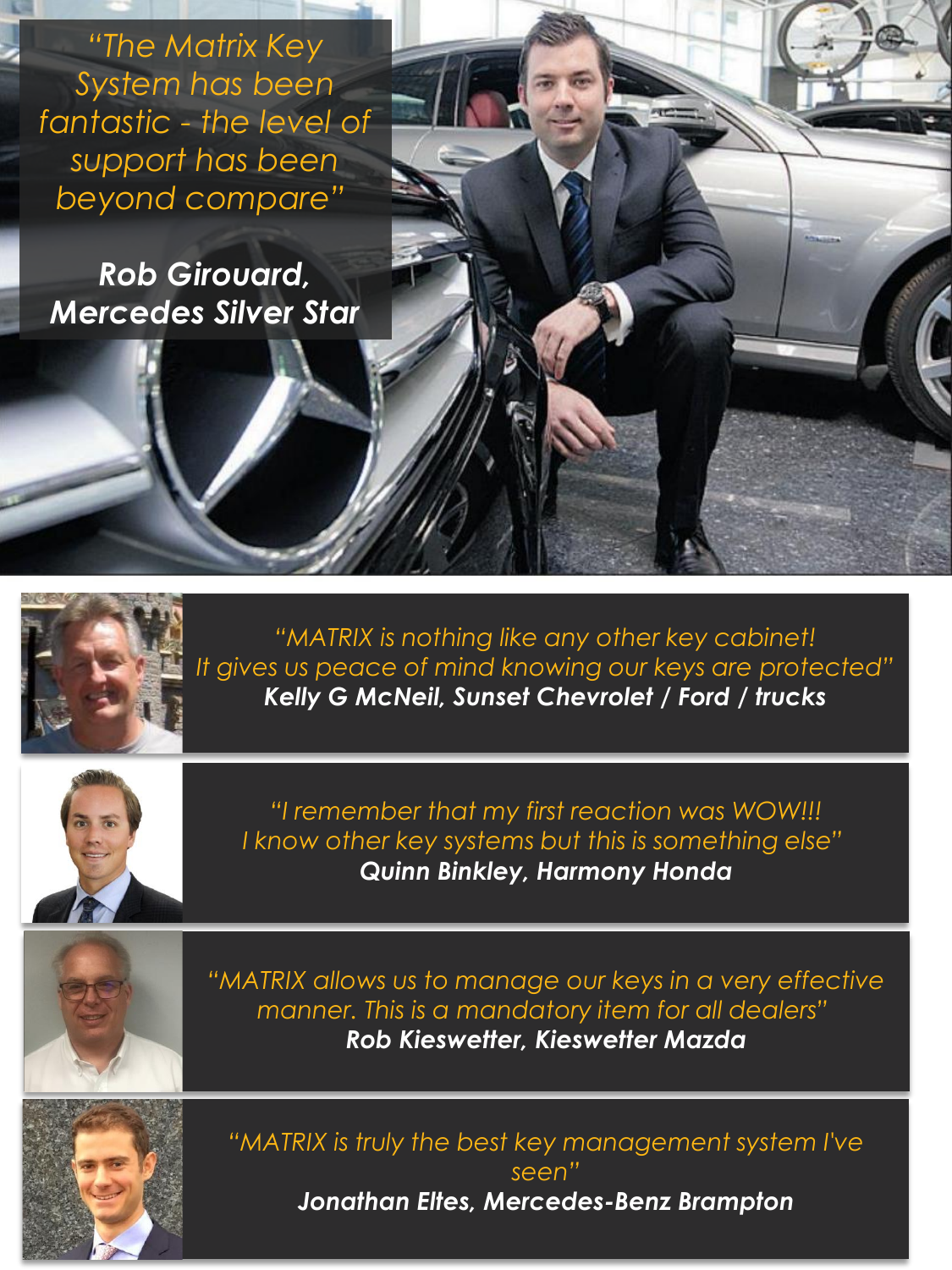*"The Matrix Key System has been fantastic - the level of support has been beyond compare"*

***Rob Girouard, Mercedes Silver Star***

*"MATRIX is nothing like any other key cabinet! It gives us peace of mind knowing our keys are protected"*
***Kelly G McNeil, Sunset Chevrolet / Ford / trucks***

*"I remember that my first reaction was WOW!!! I know other key systems but this is something else"*
***Quinn Binkley, Harmony Honda***

*"MATRIX allows us to manage our keys in a very effective manner. This is a mandatory item for all dealers"*
***Rob Kieswetter, Kieswetter Mazda***

*"MATRIX is truly the best key management system I've seen"*
***Jonathan Eltes, Mercedes-Benz Brampton***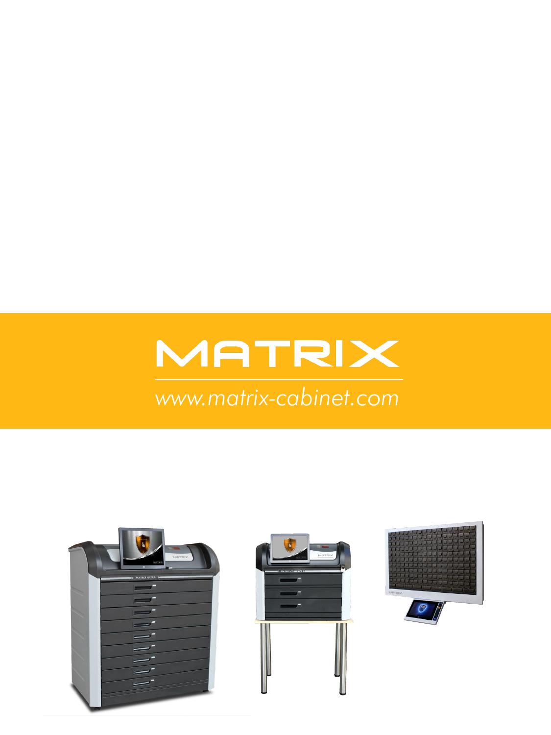# MATRIX

*www.matrix-cabinet.com*